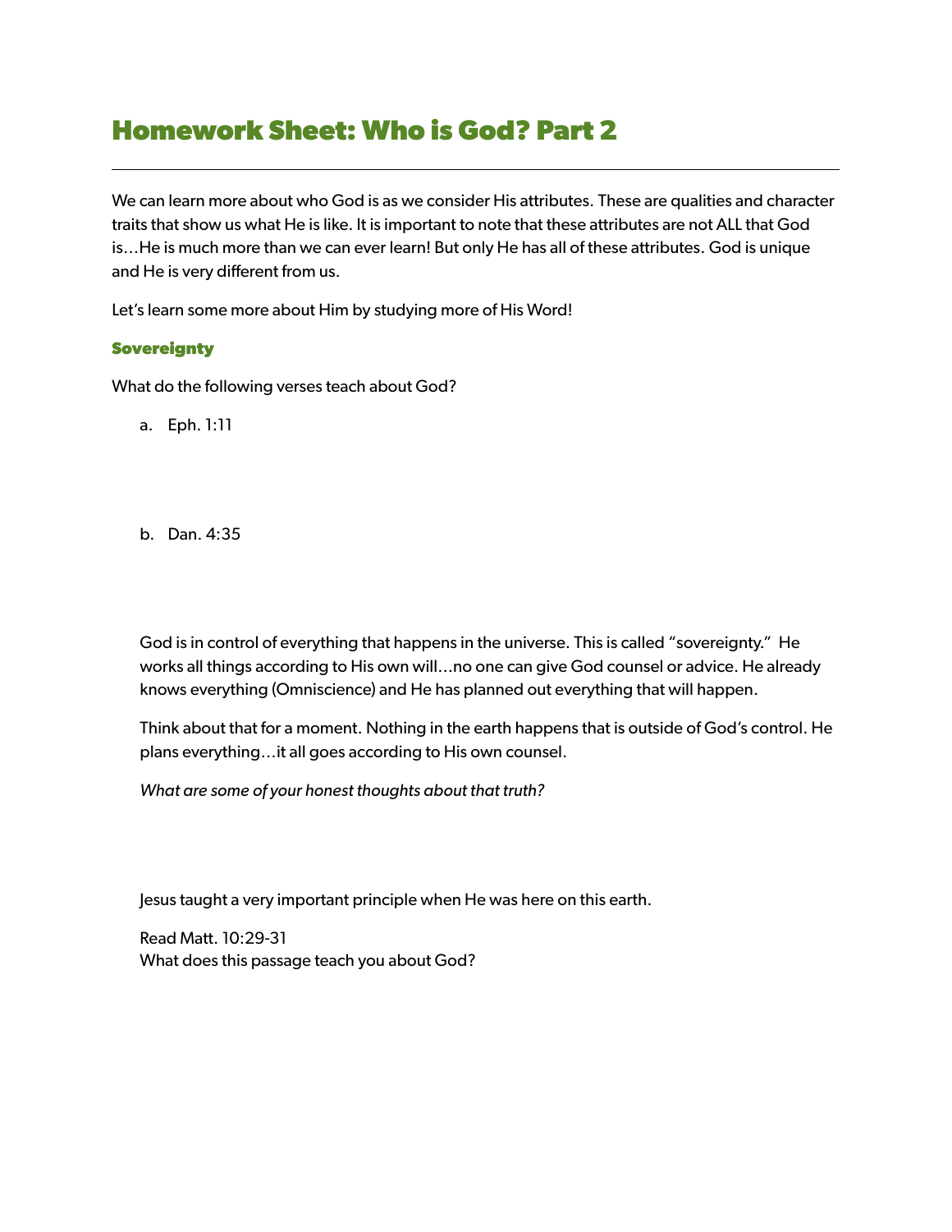# Homework Sheet: Who is God? Part 2

---

We can learn more about who God is as we consider His attributes. These are qualities and character traits that show us what He is like. It is important to note that these attributes are not ALL that God is…He is much more than we can ever learn! But only He has all of these attributes. God is unique and He is very different from us.

Let's learn some more about Him by studying more of His Word!

### Sovereignty

What do the following verses teach about God?

a. Eph. 1:11

b. Dan. 4:35

God is in control of everything that happens in the universe. This is called "sovereignty." He works all things according to His own will…no one can give God counsel or advice. He already knows everything (Omniscience) and He has planned out everything that will happen.

Think about that for a moment. Nothing in the earth happens that is outside of God's control. He plans everything…it all goes according to His own counsel.

*What are some of your honest thoughts about that truth?*

Jesus taught a very important principle when He was here on this earth.

Read Matt. 10:29-31
What does this passage teach you about God?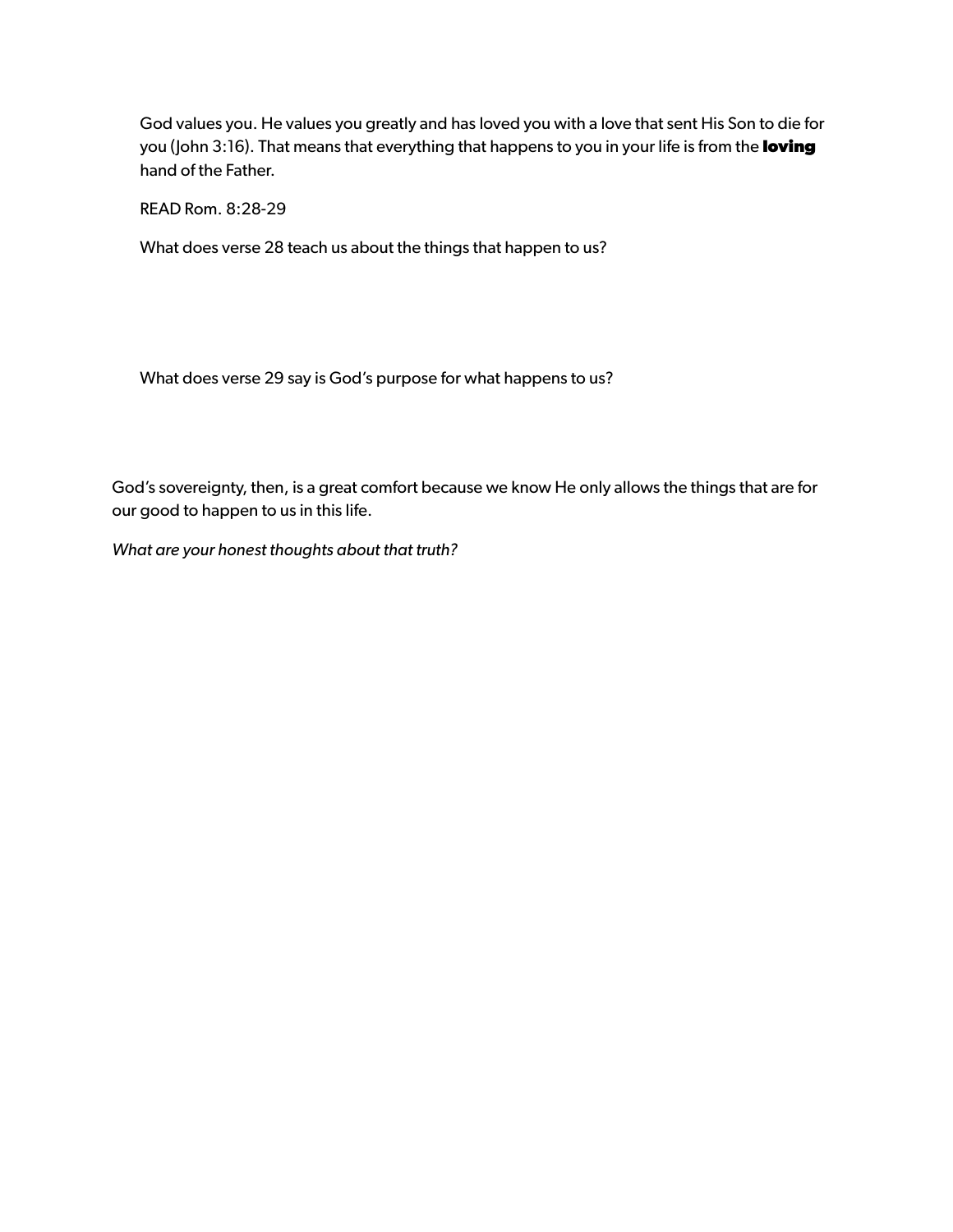God values you. He values you greatly and has loved you with a love that sent His Son to die for you (John 3:16). That means that everything that happens to you in your life is from the **loving** hand of the Father.

READ Rom. 8:28-29

What does verse 28 teach us about the things that happen to us?

What does verse 29 say is God's purpose for what happens to us?

God's sovereignty, then, is a great comfort because we know He only allows the things that are for our good to happen to us in this life.

*What are your honest thoughts about that truth?*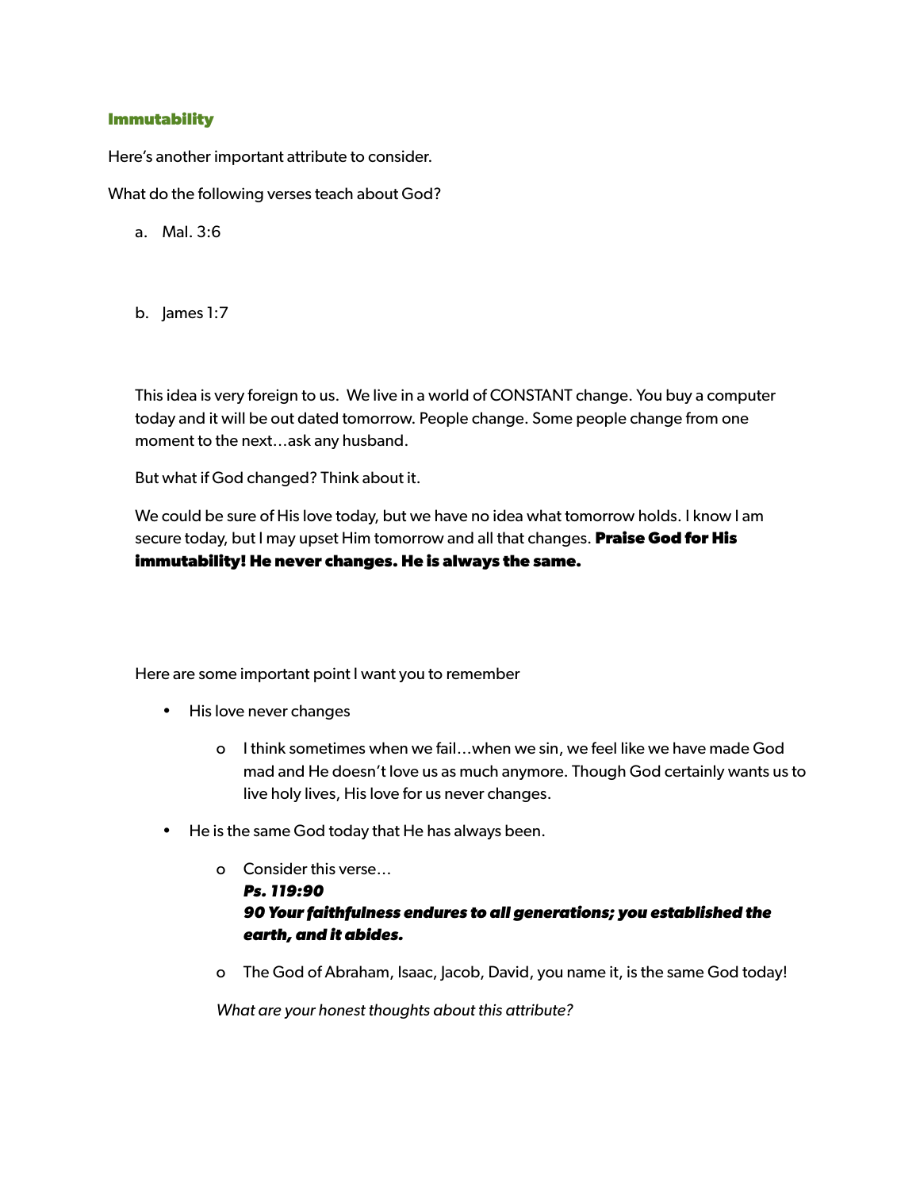### Immutability

Here's another important attribute to consider.

What do the following verses teach about God?

a. Mal. 3:6

b. James 1:7

This idea is very foreign to us. We live in a world of CONSTANT change. You buy a computer today and it will be out dated tomorrow. People change. Some people change from one moment to the next…ask any husband.

But what if God changed? Think about it.

We could be sure of His love today, but we have no idea what tomorrow holds. I know I am secure today, but I may upset Him tomorrow and all that changes. **Praise God for His immutability! He never changes. He is always the same.**

Here are some important point I want you to remember

- His love never changes
  - I think sometimes when we fail…when we sin, we feel like we have made God mad and He doesn't love us as much anymore. Though God certainly wants us to live holy lives, His love for us never changes.
- He is the same God today that He has always been.
  - Consider this verse…
    ***Ps. 119:90***
    ***90 Your faithfulness endures to all generations; you established the earth, and it abides.***
  - The God of Abraham, Isaac, Jacob, David, you name it, is the same God today!

*What are your honest thoughts about this attribute?*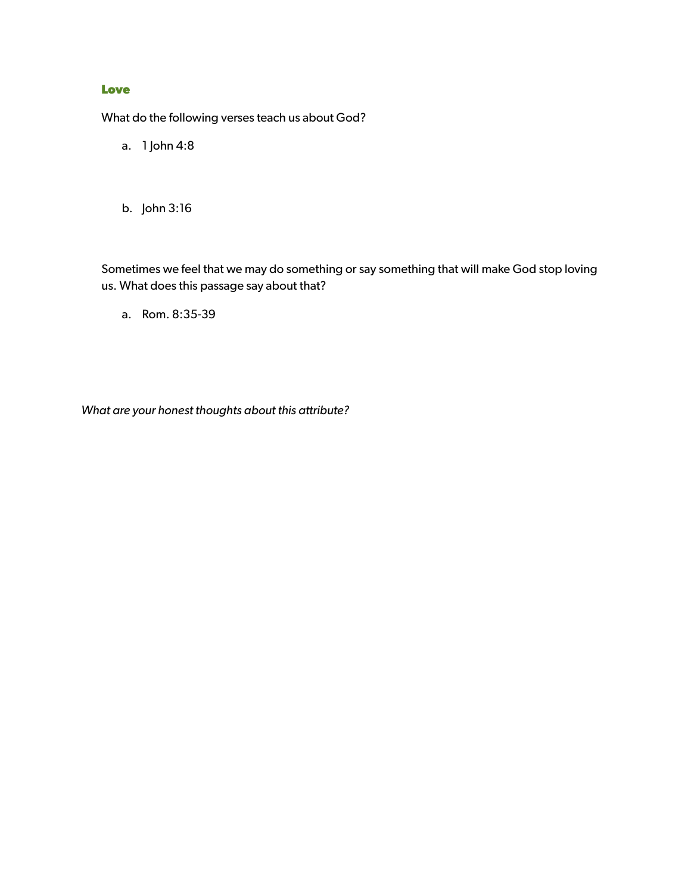### Love

What do the following verses teach us about God?

a. 1 John 4:8

b. John 3:16

Sometimes we feel that we may do something or say something that will make God stop loving us. What does this passage say about that?

a. Rom. 8:35-39

*What are your honest thoughts about this attribute?*